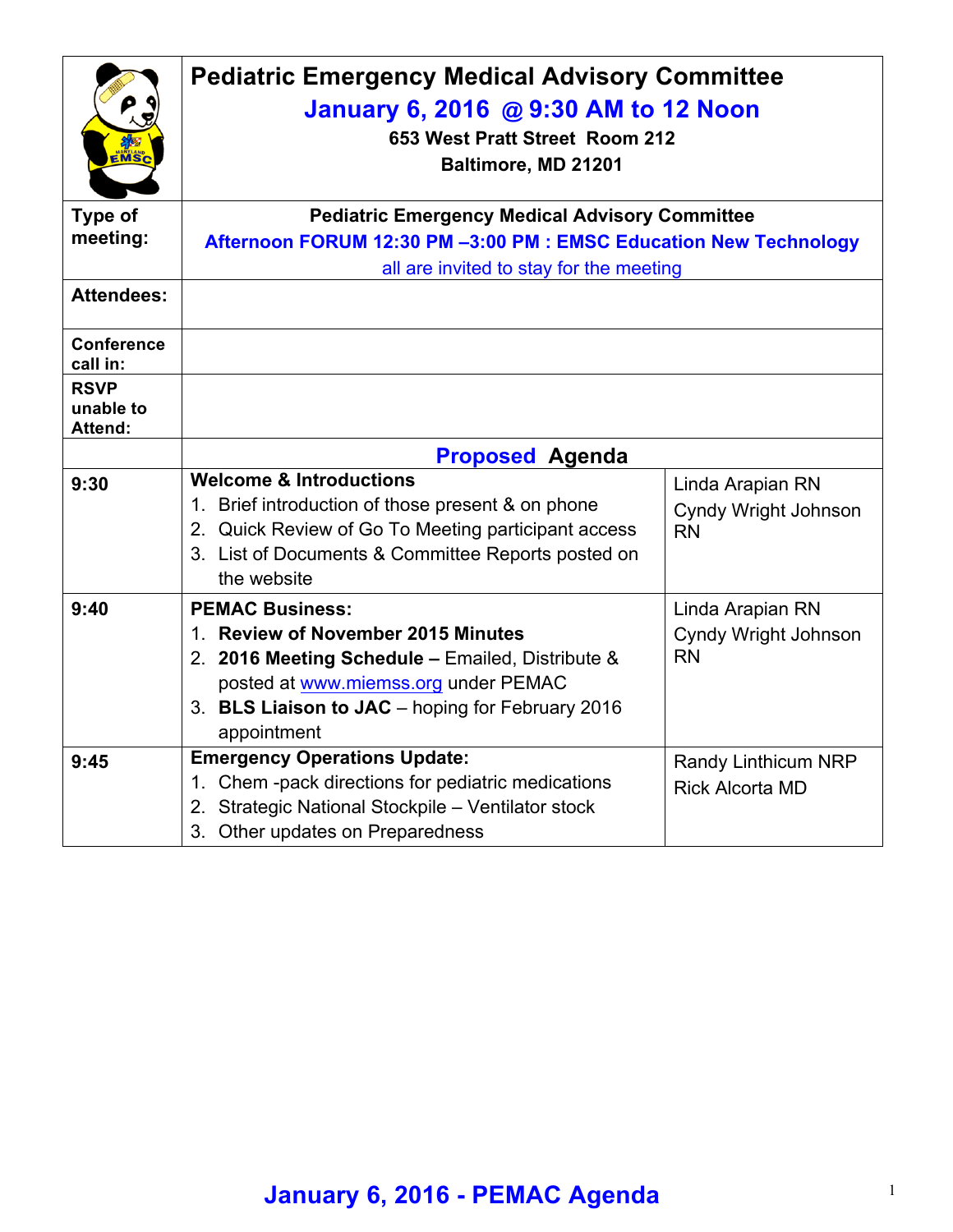# Pediatric Emergency Medical Advisory Committee

## January 6, 2016 @ 9:30 AM to 12 Noon

**653 West Pratt Street Room 212**

**Baltimore, MD 21201**

| | |
|---|---|
| **Type of meeting:** | **Pediatric Emergency Medical Advisory Committee** **Afternoon FORUM 12:30 PM –3:00 PM : EMSC Education New Technology** all are invited to stay for the meeting |
| **Attendees:** | |
| **Conference call in:** | |
| **RSVP unable to Attend:** | |

## Proposed Agenda

| Time | Item | Presenter |
|---|---|---|
| 9:30 | **Welcome & Introductions** 1. Brief introduction of those present & on phone 2. Quick Review of Go To Meeting participant access 3. List of Documents & Committee Reports posted on the website | Linda Arapian RN, Cyndy Wright Johnson RN |
| 9:40 | **PEMAC Business:** 1. **Review of November 2015 Minutes** 2. **2016 Meeting Schedule –** Emailed, Distribute & posted at www.miemss.org under PEMAC 3. **BLS Liaison to JAC** – hoping for February 2016 appointment | Linda Arapian RN, Cyndy Wright Johnson RN |
| 9:45 | **Emergency Operations Update:** 1. Chem -pack directions for pediatric medications 2. Strategic National Stockpile – Ventilator stock 3. Other updates on Preparedness | Randy Linthicum NRP, Rick Alcorta MD |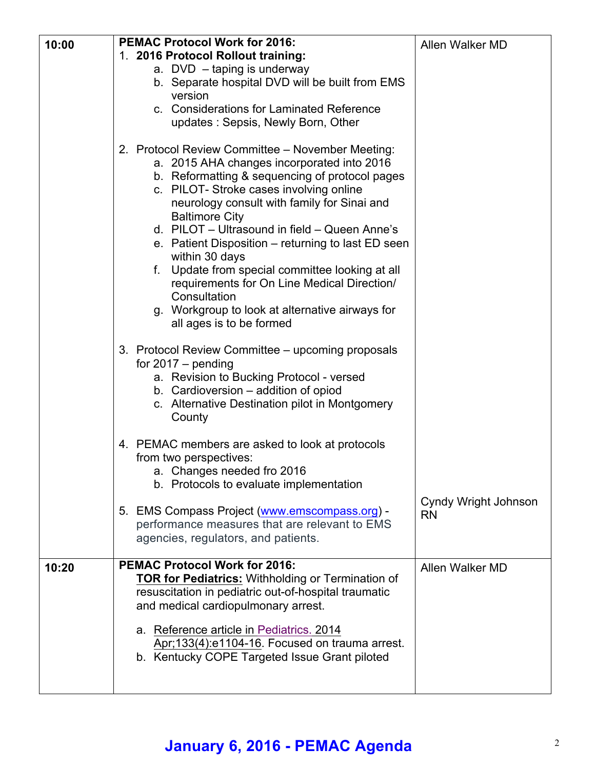| Time | Agenda Item | Presenter |
| --- | --- | --- |
| 10:00 | **PEMAC Protocol Work for 2016:**<br>1. **2016 Protocol Rollout training:**<br>a. DVD – taping is underway<br>b. Separate hospital DVD will be built from EMS version<br>c. Considerations for Laminated Reference updates : Sepsis, Newly Born, Other<br><br>2. Protocol Review Committee – November Meeting:<br>a. 2015 AHA changes incorporated into 2016<br>b. Reformatting & sequencing of protocol pages<br>c. PILOT- Stroke cases involving online neurology consult with family for Sinai and Baltimore City<br>d. PILOT – Ultrasound in field – Queen Anne's<br>e. Patient Disposition – returning to last ED seen within 30 days<br>f. Update from special committee looking at all requirements for On Line Medical Direction/ Consultation<br>g. Workgroup to look at alternative airways for all ages is to be formed<br><br>3. Protocol Review Committee – upcoming proposals for 2017 – pending<br>a. Revision to Bucking Protocol - versed<br>b. Cardioversion – addition of opiod<br>c. Alternative Destination pilot in Montgomery County<br><br>4. PEMAC members are asked to look at protocols from two perspectives:<br>a. Changes needed fro 2016<br>b. Protocols to evaluate implementation<br><br>5. EMS Compass Project (www.emscompass.org) - performance measures that are relevant to EMS agencies, regulators, and patients. | Allen Walker MD<br><br><br><br><br><br><br><br><br><br><br><br><br><br><br><br><br><br><br><br><br><br><br><br><br><br><br><br><br><br><br><br><br>Cyndy Wright Johnson RN |
| 10:20 | **PEMAC Protocol Work for 2016:**<br>**TOR for Pediatrics:** Withholding or Termination of resuscitation in pediatric out-of-hospital traumatic and medical cardiopulmonary arrest.<br><br>a. Reference article in Pediatrics. 2014 Apr;133(4):e1104-16. Focused on trauma arrest.<br>b. Kentucky COPE Targeted Issue Grant piloted | Allen Walker MD |

**January 6, 2016 - PEMAC Agenda**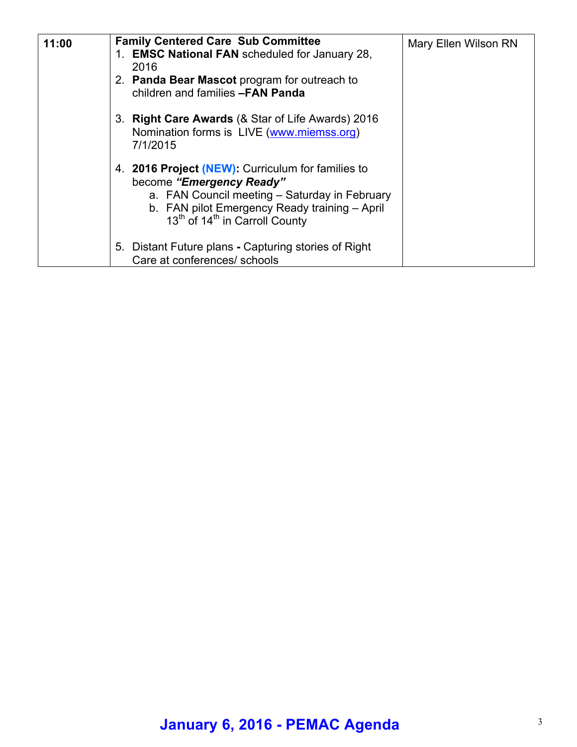| 11:00 | **Family Centered Care Sub Committee**<br>1. **EMSC National FAN** scheduled for January 28, 2016<br>2. **Panda Bear Mascot** program for outreach to children and families **–FAN Panda**<br>3. **Right Care Awards** (& Star of Life Awards) 2016 Nomination forms is LIVE (www.miemss.org) 7/1/2015<br>4. **2016 Project (NEW):** Curriculum for families to become ***"Emergency Ready"***<br>&nbsp;&nbsp;&nbsp;&nbsp;a. FAN Council meeting – Saturday in February<br>&nbsp;&nbsp;&nbsp;&nbsp;b. FAN pilot Emergency Ready training – April 13th of 14th in Carroll County<br>5. Distant Future plans **-** Capturing stories of Right Care at conferences/ schools | Mary Ellen Wilson RN |
|---|---|---|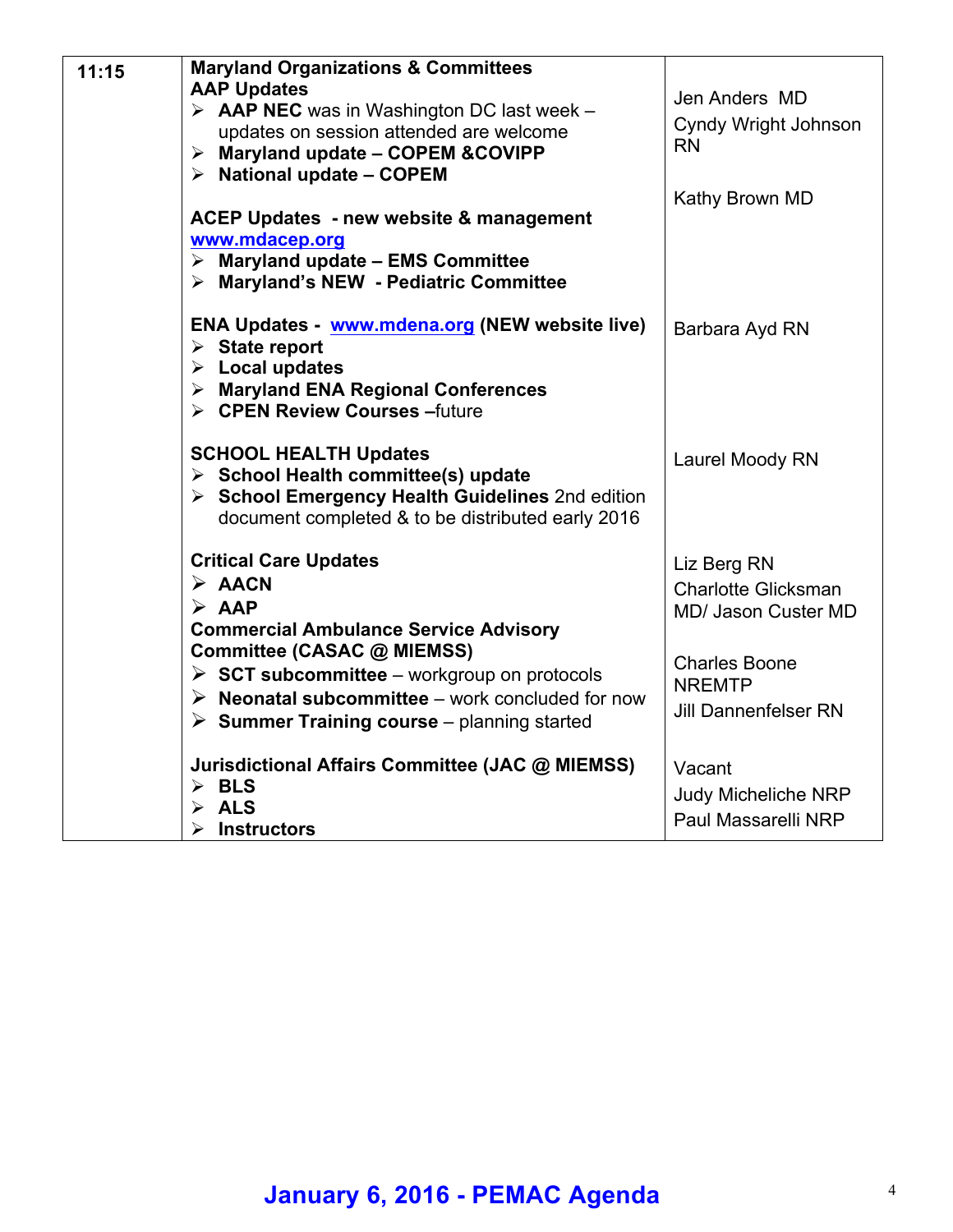| 11:15 | **Maryland Organizations & Committees**<br>**AAP Updates**<br>➢ **AAP NEC** was in Washington DC last week – updates on session attended are welcome<br>➢ **Maryland update – COPEM &COVIPP**<br>➢ **National update – COPEM** | Jen Anders MD<br>Cyndy Wright Johnson RN<br><br>Kathy Brown MD |
|---|---|---|
| | **ACEP Updates - new website & management** www.mdacep.org<br>➢ **Maryland update – EMS Committee**<br>➢ **Maryland's NEW - Pediatric Committee** | |
| | **ENA Updates -** www.mdena.org **(NEW website live)**<br>➢ **State report**<br>➢ **Local updates**<br>➢ **Maryland ENA Regional Conferences**<br>➢ **CPEN Review Courses –**future | Barbara Ayd RN |
| | **SCHOOL HEALTH Updates**<br>➢ **School Health committee(s) update**<br>➢ **School Emergency Health Guidelines** 2nd edition document completed & to be distributed early 2016 | Laurel Moody RN |
| | **Critical Care Updates**<br>➢ **AACN**<br>➢ **AAP** | Liz Berg RN<br>Charlotte Glicksman MD/ Jason Custer MD |
| | **Commercial Ambulance Service Advisory Committee (CASAC @ MIEMSS)**<br>➢ **SCT subcommittee** – workgroup on protocols<br>➢ **Neonatal subcommittee** – work concluded for now<br>➢ **Summer Training course** – planning started | Charles Boone NREMTP<br>Jill Dannenfelser RN |
| | **Jurisdictional Affairs Committee (JAC @ MIEMSS)**<br>➢ **BLS**<br>➢ **ALS**<br>➢ **Instructors** | Vacant<br>Judy Micheliche NRP<br>Paul Massarelli NRP |

**January 6, 2016 - PEMAC Agenda**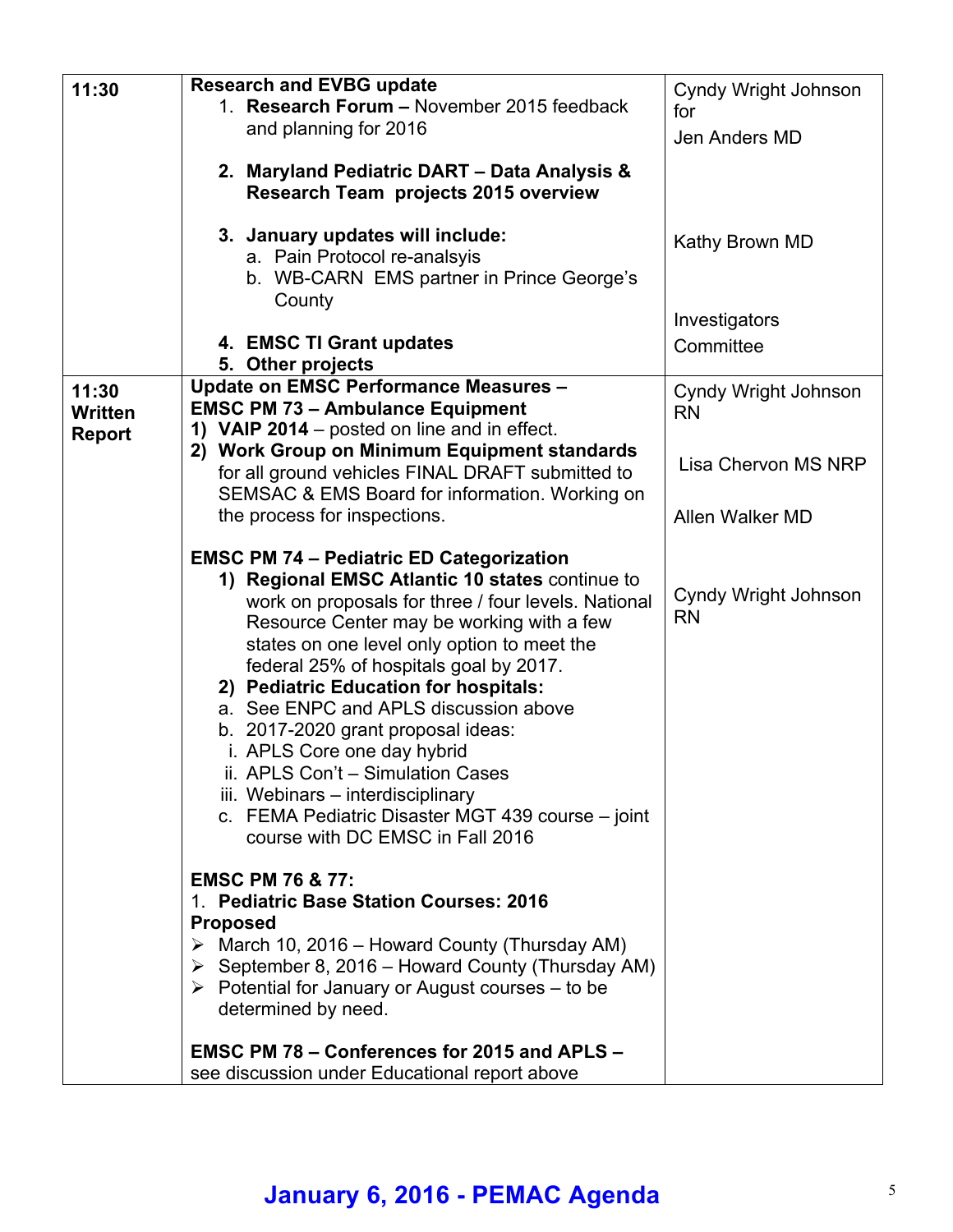| | | |
|---|---|---|
| **11:30** | **Research and EVBG update**<br>1. **Research Forum –** November 2015 feedback and planning for 2016<br><br>2. **Maryland Pediatric DART – Data Analysis & Research Team projects 2015 overview**<br><br>3. **January updates will include:**<br>a. Pain Protocol re-analysis<br>b. WB-CARN EMS partner in Prince George's County<br><br>4. **EMSC TI Grant updates**<br>5. **Other projects** | Cyndy Wright Johnson for<br>Jen Anders MD<br><br>Kathy Brown MD<br><br>Investigators<br>Committee |
| **11:30 Written Report** | **Update on EMSC Performance Measures – EMSC PM 73 – Ambulance Equipment**<br>1) **VAIP 2014** – posted on line and in effect.<br>2) **Work Group on Minimum Equipment standards** for all ground vehicles FINAL DRAFT submitted to SEMSAC & EMS Board for information. Working on the process for inspections.<br><br>**EMSC PM 74 – Pediatric ED Categorization**<br>1) **Regional EMSC Atlantic 10 states** continue to work on proposals for three / four levels. National Resource Center may be working with a few states on one level only option to meet the federal 25% of hospitals goal by 2017.<br>2) **Pediatric Education for hospitals:**<br>a. See ENPC and APLS discussion above<br>b. 2017-2020 grant proposal ideas:<br>i. APLS Core one day hybrid<br>ii. APLS Con't – Simulation Cases<br>iii. Webinars – interdisciplinary<br>c. FEMA Pediatric Disaster MGT 439 course – joint course with DC EMSC in Fall 2016<br><br>**EMSC PM 76 & 77:**<br>1. **Pediatric Base Station Courses: 2016 Proposed**<br>➢ March 10, 2016 – Howard County (Thursday AM)<br>➢ September 8, 2016 – Howard County (Thursday AM)<br>➢ Potential for January or August courses – to be determined by need.<br><br>**EMSC PM 78 – Conferences for 2015 and APLS –** see discussion under Educational report above | Cyndy Wright Johnson RN<br><br>Lisa Chervon MS NRP<br><br>Allen Walker MD<br><br>Cyndy Wright Johnson RN |

**January 6, 2016 - PEMAC Agenda**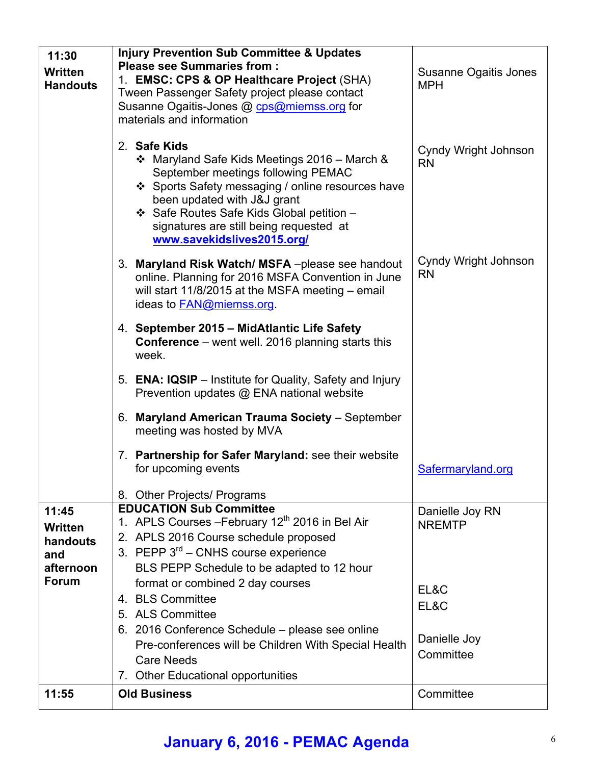| | | |
|---|---|---|
| **11:30** **Written Handouts** | **Injury Prevention Sub Committee & Updates** **Please see Summaries from :** 1. **EMSC: CPS & OP Healthcare Project** (SHA) Tween Passenger Safety project please contact Susanne Ogaitis-Jones @ cps@miemss.org for materials and information<br><br>2. **Safe Kids** ❖ Maryland Safe Kids Meetings 2016 – March & September meetings following PEMAC ❖ Sports Safety messaging / online resources have been updated with J&J grant ❖ Safe Routes Safe Kids Global petition – signatures are still being requested at **www.savekidslives2015.org/**<br><br>3. **Maryland Risk Watch/ MSFA** –please see handout online. Planning for 2016 MSFA Convention in June will start 11/8/2015 at the MSFA meeting – email ideas to FAN@miemss.org.<br><br>4. **September 2015 – MidAtlantic Life Safety Conference** – went well. 2016 planning starts this week.<br><br>5. **ENA: IQSIP** – Institute for Quality, Safety and Injury Prevention updates @ ENA national website<br><br>6. **Maryland American Trauma Society** – September meeting was hosted by MVA<br><br>7. **Partnership for Safer Maryland:** see their website for upcoming events<br><br>8. Other Projects/ Programs | Susanne Ogaitis Jones MPH<br><br>Cyndy Wright Johnson RN<br><br>Cyndy Wright Johnson RN<br><br>Safermaryland.org |
| **11:45** **Written handouts and afternoon Forum** | **EDUCATION Sub Committee** 1. APLS Courses –February 12th 2016 in Bel Air 2. APLS 2016 Course schedule proposed 3. PEPP 3rd – CNHS course experience BLS PEPP Schedule to be adapted to 12 hour format or combined 2 day courses 4. BLS Committee 5. ALS Committee 6. 2016 Conference Schedule – please see online Pre-conferences will be Children With Special Health Care Needs 7. Other Educational opportunities | Danielle Joy RN NREMTP<br><br>EL&C<br>EL&C<br><br>Danielle Joy<br>Committee |
| **11:55** | **Old Business** | Committee |

**January 6, 2016 - PEMAC Agenda**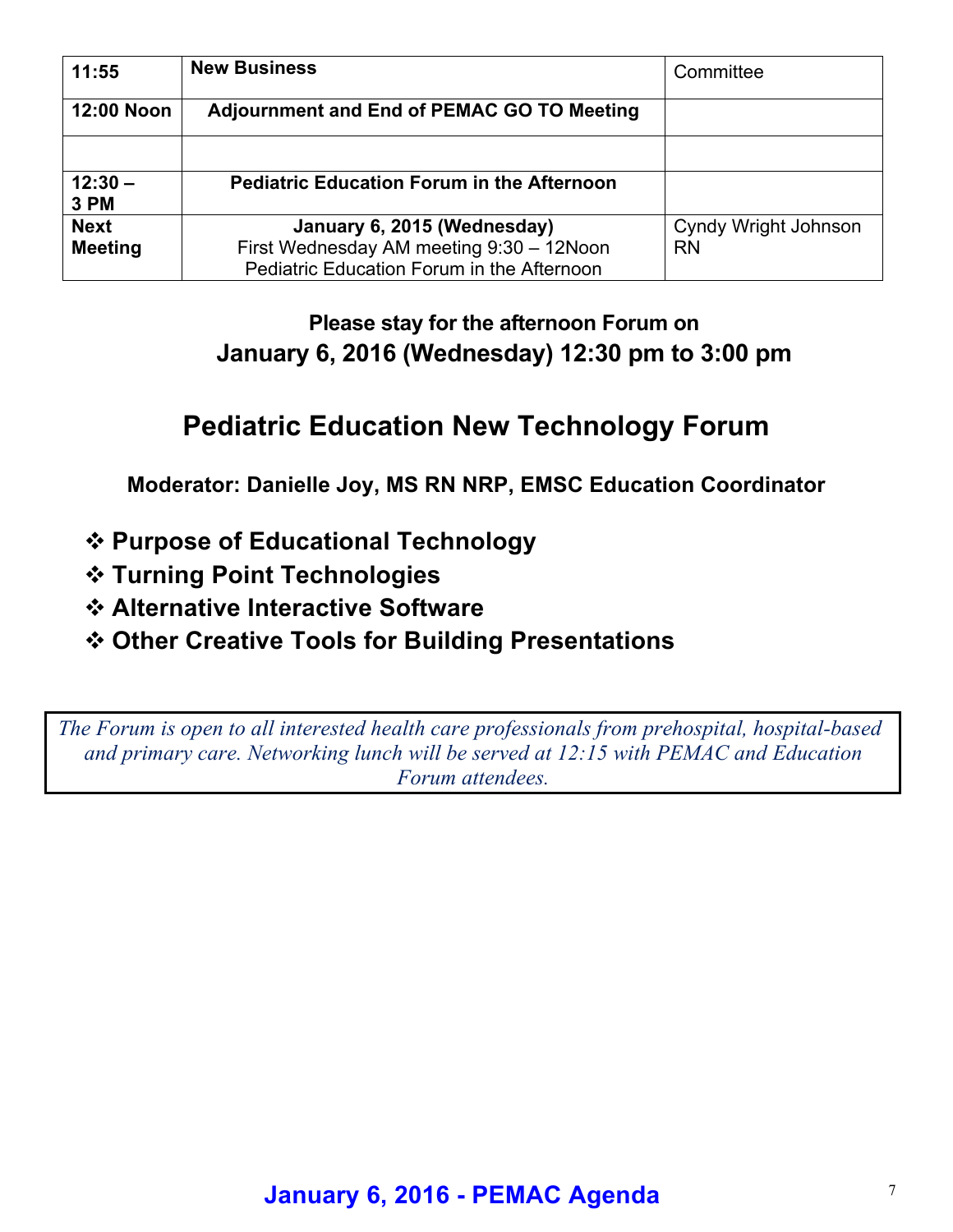| | | |
|---|---|---|
| **11:55** | **New Business** | Committee |
| **12:00 Noon** | **Adjournment and End of PEMAC GO TO Meeting** | |
| | | |
| **12:30 – 3 PM** | **Pediatric Education Forum in the Afternoon** | |
| **Next Meeting** | **January 6, 2015 (Wednesday)**<br>First Wednesday AM meeting 9:30 – 12Noon<br>Pediatric Education Forum in the Afternoon | Cyndy Wright Johnson RN |

**Please stay for the afternoon Forum on**
**January 6, 2016 (Wednesday) 12:30 pm to 3:00 pm**

# Pediatric Education New Technology Forum

**Moderator: Danielle Joy, MS RN NRP, EMSC Education Coordinator**

- **Purpose of Educational Technology**
- **Turning Point Technologies**
- **Alternative Interactive Software**
- **Other Creative Tools for Building Presentations**

*The Forum is open to all interested health care professionals from prehospital, hospital-based and primary care. Networking lunch will be served at 12:15 with PEMAC and Education Forum attendees.*